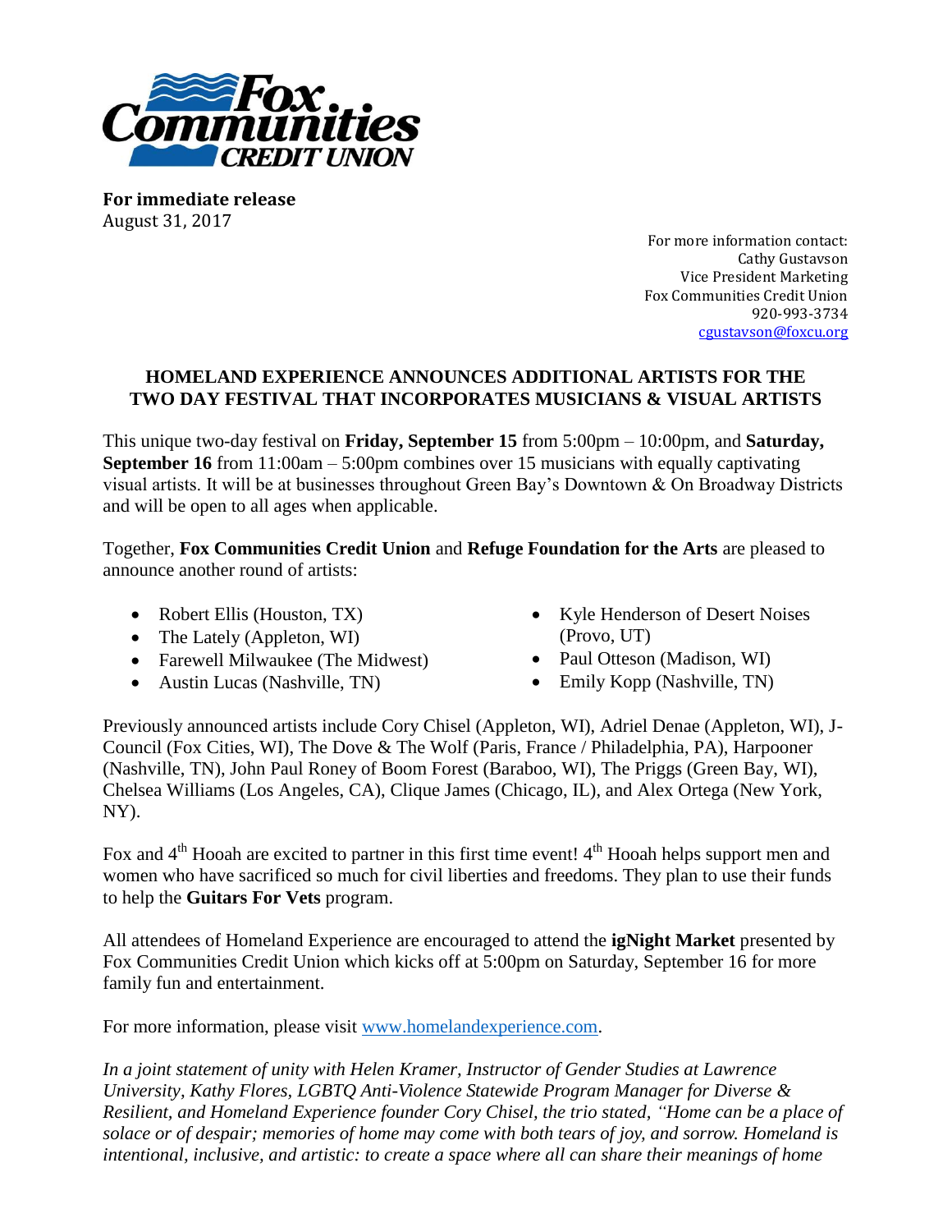**Fox Communities CREDIT UNION**

**For immediate release**
August 31, 2017

For more information contact:
Cathy Gustavson
Vice President Marketing
Fox Communities Credit Union
920-993-3734
cgustavson@foxcu.org

## HOMELAND EXPERIENCE ANNOUNCES ADDITIONAL ARTISTS FOR THE TWO DAY FESTIVAL THAT INCORPORATES MUSICIANS & VISUAL ARTISTS

This unique two-day festival on **Friday, September 15** from 5:00pm – 10:00pm, and **Saturday, September 16** from 11:00am – 5:00pm combines over 15 musicians with equally captivating visual artists. It will be at businesses throughout Green Bay's Downtown & On Broadway Districts and will be open to all ages when applicable.

Together, **Fox Communities Credit Union** and **Refuge Foundation for the Arts** are pleased to announce another round of artists:

- Robert Ellis (Houston, TX)
- The Lately (Appleton, WI)
- Farewell Milwaukee (The Midwest)
- Austin Lucas (Nashville, TN)
- Kyle Henderson of Desert Noises (Provo, UT)
- Paul Otteson (Madison, WI)
- Emily Kopp (Nashville, TN)

Previously announced artists include Cory Chisel (Appleton, WI), Adriel Denae (Appleton, WI), J-Council (Fox Cities, WI), The Dove & The Wolf (Paris, France / Philadelphia, PA), Harpooner (Nashville, TN), John Paul Roney of Boom Forest (Baraboo, WI), The Priggs (Green Bay, WI), Chelsea Williams (Los Angeles, CA), Clique James (Chicago, IL), and Alex Ortega (New York, NY).

Fox and 4th Hooah are excited to partner in this first time event! 4th Hooah helps support men and women who have sacrificed so much for civil liberties and freedoms. They plan to use their funds to help the **Guitars For Vets** program.

All attendees of Homeland Experience are encouraged to attend the **igNight Market** presented by Fox Communities Credit Union which kicks off at 5:00pm on Saturday, September 16 for more family fun and entertainment.

For more information, please visit www.homelandexperience.com.

*In a joint statement of unity with Helen Kramer, Instructor of Gender Studies at Lawrence University, Kathy Flores, LGBTQ Anti-Violence Statewide Program Manager for Diverse & Resilient, and Homeland Experience founder Cory Chisel, the trio stated, "Home can be a place of solace or of despair; memories of home may come with both tears of joy, and sorrow. Homeland is intentional, inclusive, and artistic: to create a space where all can share their meanings of home*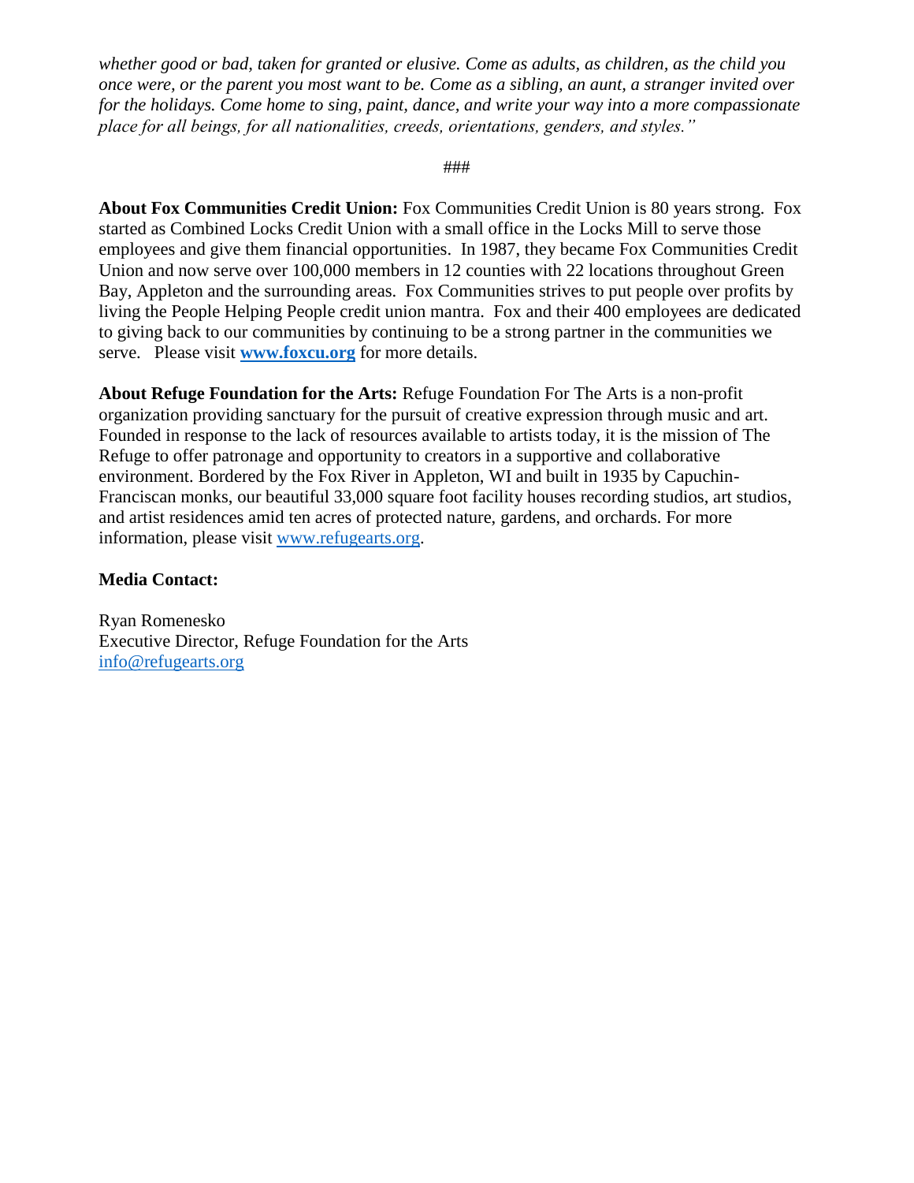*whether good or bad, taken for granted or elusive. Come as adults, as children, as the child you once were, or the parent you most want to be. Come as a sibling, an aunt, a stranger invited over for the holidays. Come home to sing, paint, dance, and write your way into a more compassionate place for all beings, for all nationalities, creeds, orientations, genders, and styles."*

###

**About Fox Communities Credit Union:** Fox Communities Credit Union is 80 years strong. Fox started as Combined Locks Credit Union with a small office in the Locks Mill to serve those employees and give them financial opportunities. In 1987, they became Fox Communities Credit Union and now serve over 100,000 members in 12 counties with 22 locations throughout Green Bay, Appleton and the surrounding areas. Fox Communities strives to put people over profits by living the People Helping People credit union mantra. Fox and their 400 employees are dedicated to giving back to our communities by continuing to be a strong partner in the communities we serve. Please visit **www.foxcu.org** for more details.

**About Refuge Foundation for the Arts:** Refuge Foundation For The Arts is a non-profit organization providing sanctuary for the pursuit of creative expression through music and art. Founded in response to the lack of resources available to artists today, it is the mission of The Refuge to offer patronage and opportunity to creators in a supportive and collaborative environment. Bordered by the Fox River in Appleton, WI and built in 1935 by Capuchin-Franciscan monks, our beautiful 33,000 square foot facility houses recording studios, art studios, and artist residences amid ten acres of protected nature, gardens, and orchards. For more information, please visit www.refugearts.org.

**Media Contact:**

Ryan Romenesko
Executive Director, Refuge Foundation for the Arts
info@refugearts.org